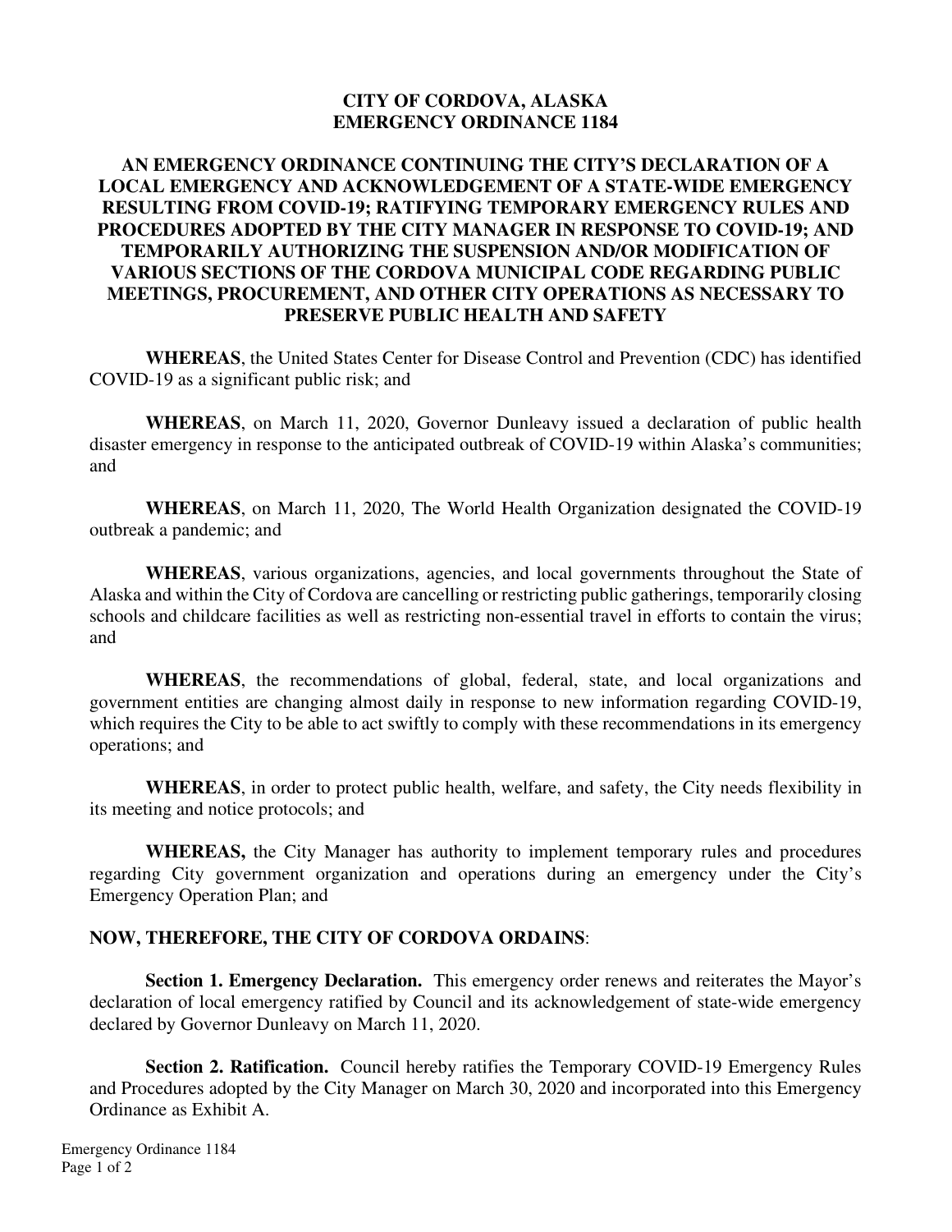# CITY OF CORDOVA, ALASKA
# EMERGENCY ORDINANCE 1184

## AN EMERGENCY ORDINANCE CONTINUING THE CITY'S DECLARATION OF A LOCAL EMERGENCY AND ACKNOWLEDGEMENT OF A STATE-WIDE EMERGENCY RESULTING FROM COVID-19; RATIFYING TEMPORARY EMERGENCY RULES AND PROCEDURES ADOPTED BY THE CITY MANAGER IN RESPONSE TO COVID-19; AND TEMPORARILY AUTHORIZING THE SUSPENSION AND/OR MODIFICATION OF VARIOUS SECTIONS OF THE CORDOVA MUNICIPAL CODE REGARDING PUBLIC MEETINGS, PROCUREMENT, AND OTHER CITY OPERATIONS AS NECESSARY TO PRESERVE PUBLIC HEALTH AND SAFETY

**WHEREAS**, the United States Center for Disease Control and Prevention (CDC) has identified COVID-19 as a significant public risk; and

**WHEREAS**, on March 11, 2020, Governor Dunleavy issued a declaration of public health disaster emergency in response to the anticipated outbreak of COVID-19 within Alaska's communities; and

**WHEREAS**, on March 11, 2020, The World Health Organization designated the COVID-19 outbreak a pandemic; and

**WHEREAS**, various organizations, agencies, and local governments throughout the State of Alaska and within the City of Cordova are cancelling or restricting public gatherings, temporarily closing schools and childcare facilities as well as restricting non-essential travel in efforts to contain the virus; and

**WHEREAS**, the recommendations of global, federal, state, and local organizations and government entities are changing almost daily in response to new information regarding COVID-19, which requires the City to be able to act swiftly to comply with these recommendations in its emergency operations; and

**WHEREAS**, in order to protect public health, welfare, and safety, the City needs flexibility in its meeting and notice protocols; and

**WHEREAS,** the City Manager has authority to implement temporary rules and procedures regarding City government organization and operations during an emergency under the City's Emergency Operation Plan; and

**NOW, THEREFORE, THE CITY OF CORDOVA ORDAINS**:

**Section 1. Emergency Declaration.** This emergency order renews and reiterates the Mayor's declaration of local emergency ratified by Council and its acknowledgement of state-wide emergency declared by Governor Dunleavy on March 11, 2020.

**Section 2. Ratification.** Council hereby ratifies the Temporary COVID-19 Emergency Rules and Procedures adopted by the City Manager on March 30, 2020 and incorporated into this Emergency Ordinance as Exhibit A.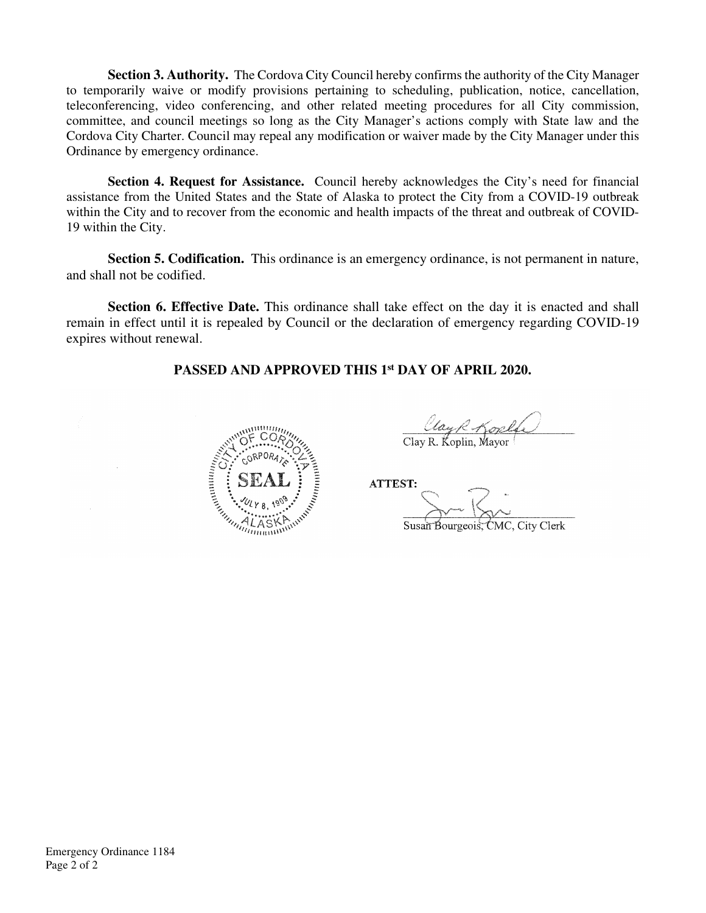**Section 3. Authority.** The Cordova City Council hereby confirms the authority of the City Manager to temporarily waive or modify provisions pertaining to scheduling, publication, notice, cancellation, teleconferencing, video conferencing, and other related meeting procedures for all City commission, committee, and council meetings so long as the City Manager's actions comply with State law and the Cordova City Charter. Council may repeal any modification or waiver made by the City Manager under this Ordinance by emergency ordinance.

**Section 4. Request for Assistance.** Council hereby acknowledges the City's need for financial assistance from the United States and the State of Alaska to protect the City from a COVID-19 outbreak within the City and to recover from the economic and health impacts of the threat and outbreak of COVID-19 within the City.

**Section 5. Codification.** This ordinance is an emergency ordinance, is not permanent in nature, and shall not be codified.

**Section 6. Effective Date.** This ordinance shall take effect on the day it is enacted and shall remain in effect until it is repealed by Council or the declaration of emergency regarding COVID-19 expires without renewal.

**PASSED AND APPROVED THIS 1st DAY OF APRIL 2020.**

CITY OF CORDOVA CORPORATE SEAL JULY 8, 1909 ALASKA

Clay R. Koplin, Mayor

**ATTEST:**

Susan Bourgeois, CMC, City Clerk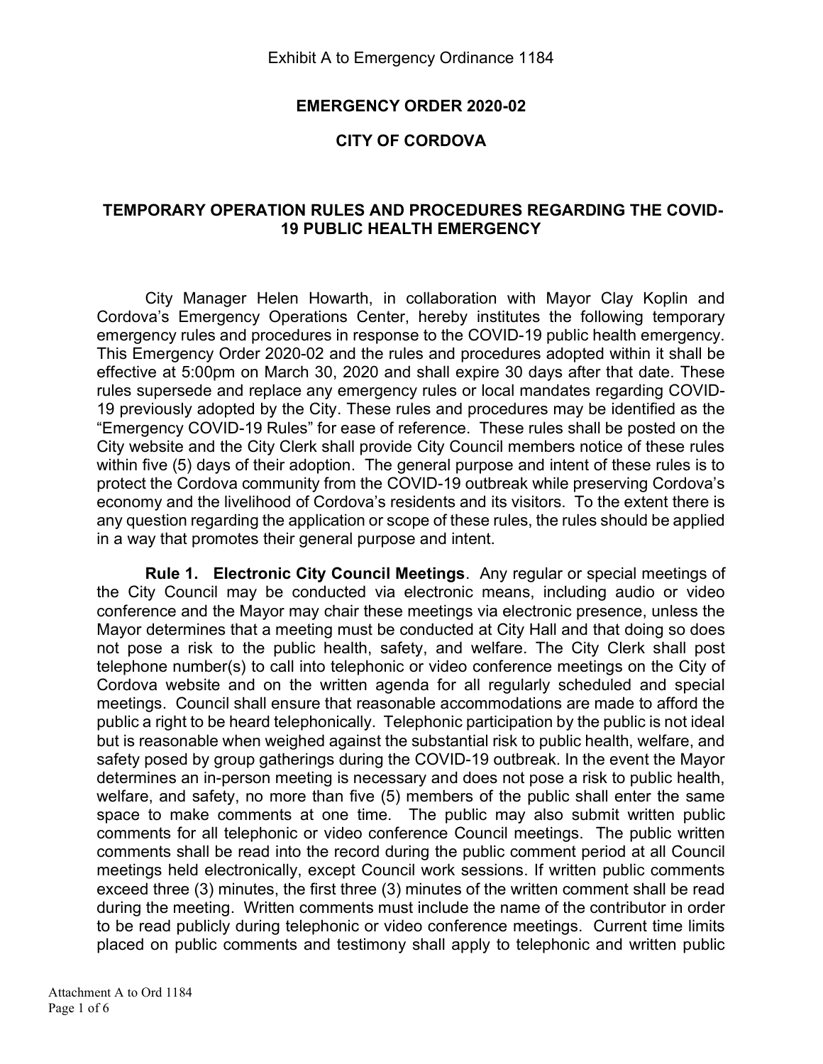Exhibit A to Emergency Ordinance 1184

## EMERGENCY ORDER 2020-02

## CITY OF CORDOVA

### TEMPORARY OPERATION RULES AND PROCEDURES REGARDING THE COVID-19 PUBLIC HEALTH EMERGENCY

City Manager Helen Howarth, in collaboration with Mayor Clay Koplin and Cordova's Emergency Operations Center, hereby institutes the following temporary emergency rules and procedures in response to the COVID-19 public health emergency. This Emergency Order 2020-02 and the rules and procedures adopted within it shall be effective at 5:00pm on March 30, 2020 and shall expire 30 days after that date. These rules supersede and replace any emergency rules or local mandates regarding COVID-19 previously adopted by the City. These rules and procedures may be identified as the "Emergency COVID-19 Rules" for ease of reference. These rules shall be posted on the City website and the City Clerk shall provide City Council members notice of these rules within five (5) days of their adoption. The general purpose and intent of these rules is to protect the Cordova community from the COVID-19 outbreak while preserving Cordova's economy and the livelihood of Cordova's residents and its visitors. To the extent there is any question regarding the application or scope of these rules, the rules should be applied in a way that promotes their general purpose and intent.

**Rule 1. Electronic City Council Meetings**. Any regular or special meetings of the City Council may be conducted via electronic means, including audio or video conference and the Mayor may chair these meetings via electronic presence, unless the Mayor determines that a meeting must be conducted at City Hall and that doing so does not pose a risk to the public health, safety, and welfare. The City Clerk shall post telephone number(s) to call into telephonic or video conference meetings on the City of Cordova website and on the written agenda for all regularly scheduled and special meetings. Council shall ensure that reasonable accommodations are made to afford the public a right to be heard telephonically. Telephonic participation by the public is not ideal but is reasonable when weighed against the substantial risk to public health, welfare, and safety posed by group gatherings during the COVID-19 outbreak. In the event the Mayor determines an in-person meeting is necessary and does not pose a risk to public health, welfare, and safety, no more than five (5) members of the public shall enter the same space to make comments at one time. The public may also submit written public comments for all telephonic or video conference Council meetings. The public written comments shall be read into the record during the public comment period at all Council meetings held electronically, except Council work sessions. If written public comments exceed three (3) minutes, the first three (3) minutes of the written comment shall be read during the meeting. Written comments must include the name of the contributor in order to be read publicly during telephonic or video conference meetings. Current time limits placed on public comments and testimony shall apply to telephonic and written public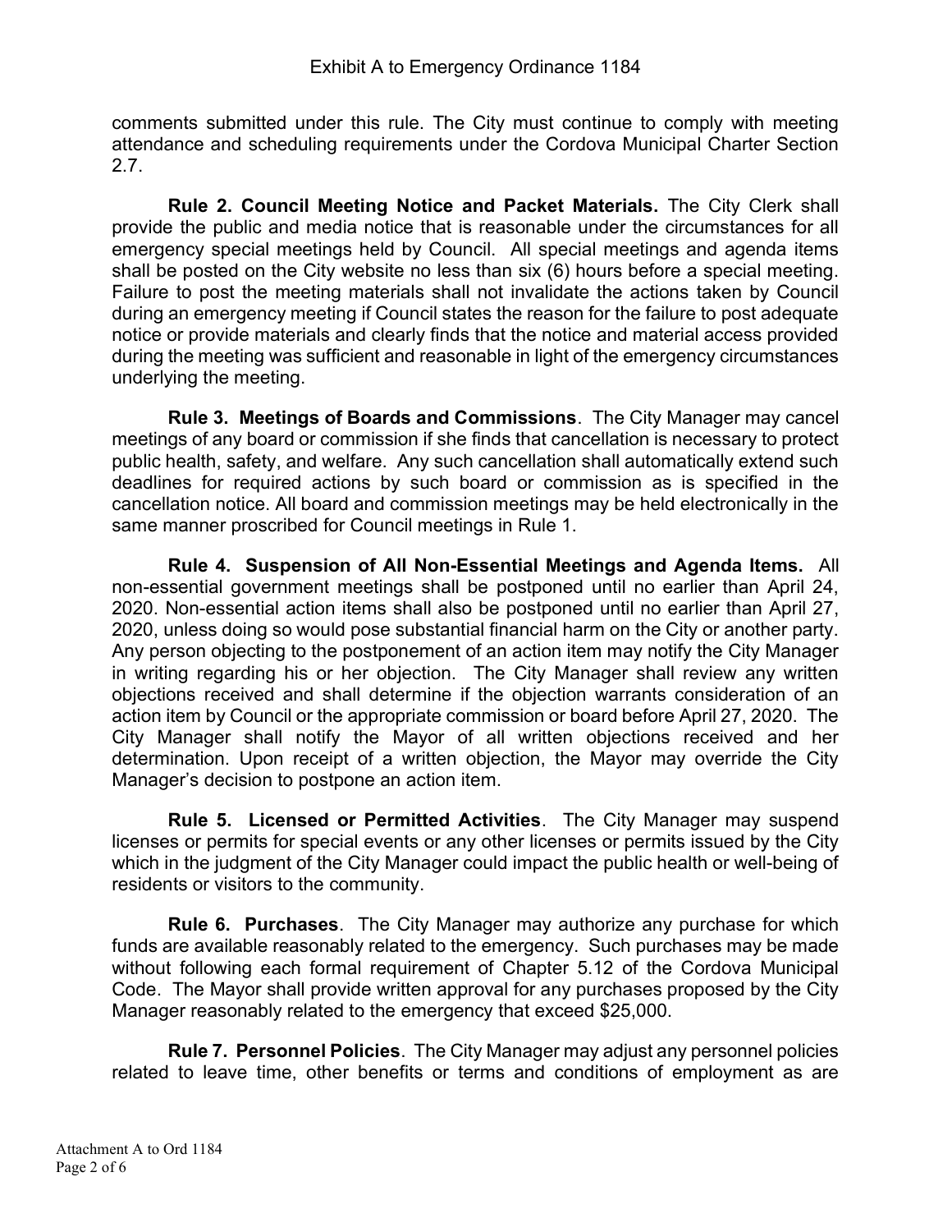comments submitted under this rule. The City must continue to comply with meeting attendance and scheduling requirements under the Cordova Municipal Charter Section 2.7.

**Rule 2. Council Meeting Notice and Packet Materials.** The City Clerk shall provide the public and media notice that is reasonable under the circumstances for all emergency special meetings held by Council. All special meetings and agenda items shall be posted on the City website no less than six (6) hours before a special meeting. Failure to post the meeting materials shall not invalidate the actions taken by Council during an emergency meeting if Council states the reason for the failure to post adequate notice or provide materials and clearly finds that the notice and material access provided during the meeting was sufficient and reasonable in light of the emergency circumstances underlying the meeting.

**Rule 3. Meetings of Boards and Commissions**. The City Manager may cancel meetings of any board or commission if she finds that cancellation is necessary to protect public health, safety, and welfare. Any such cancellation shall automatically extend such deadlines for required actions by such board or commission as is specified in the cancellation notice. All board and commission meetings may be held electronically in the same manner proscribed for Council meetings in Rule 1.

**Rule 4. Suspension of All Non-Essential Meetings and Agenda Items.** All non-essential government meetings shall be postponed until no earlier than April 24, 2020. Non-essential action items shall also be postponed until no earlier than April 27, 2020, unless doing so would pose substantial financial harm on the City or another party. Any person objecting to the postponement of an action item may notify the City Manager in writing regarding his or her objection. The City Manager shall review any written objections received and shall determine if the objection warrants consideration of an action item by Council or the appropriate commission or board before April 27, 2020. The City Manager shall notify the Mayor of all written objections received and her determination. Upon receipt of a written objection, the Mayor may override the City Manager's decision to postpone an action item.

**Rule 5. Licensed or Permitted Activities**. The City Manager may suspend licenses or permits for special events or any other licenses or permits issued by the City which in the judgment of the City Manager could impact the public health or well-being of residents or visitors to the community.

**Rule 6. Purchases**. The City Manager may authorize any purchase for which funds are available reasonably related to the emergency. Such purchases may be made without following each formal requirement of Chapter 5.12 of the Cordova Municipal Code. The Mayor shall provide written approval for any purchases proposed by the City Manager reasonably related to the emergency that exceed $25,000.

**Rule 7. Personnel Policies**. The City Manager may adjust any personnel policies related to leave time, other benefits or terms and conditions of employment as are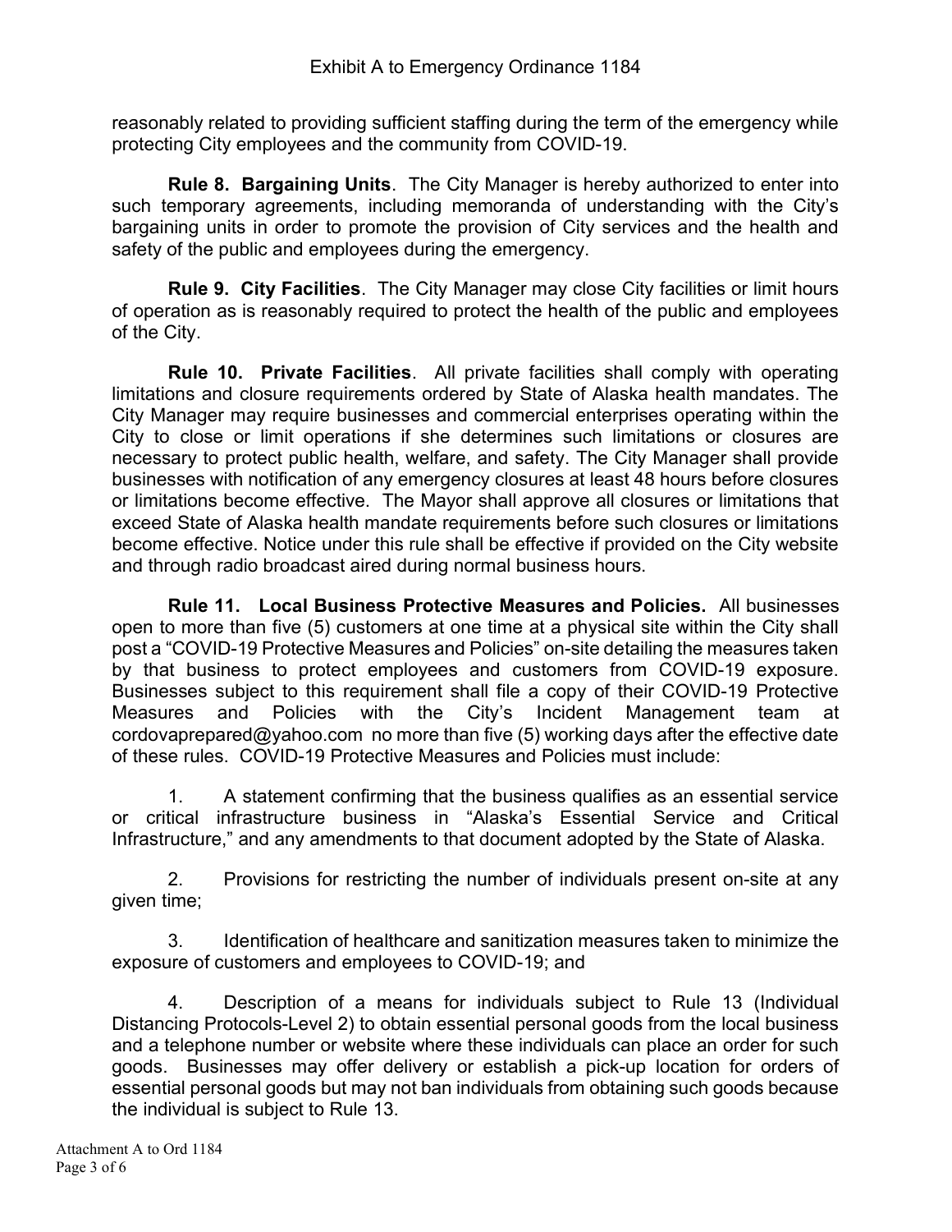reasonably related to providing sufficient staffing during the term of the emergency while protecting City employees and the community from COVID-19.

**Rule 8. Bargaining Units**. The City Manager is hereby authorized to enter into such temporary agreements, including memoranda of understanding with the City's bargaining units in order to promote the provision of City services and the health and safety of the public and employees during the emergency.

**Rule 9. City Facilities**. The City Manager may close City facilities or limit hours of operation as is reasonably required to protect the health of the public and employees of the City.

**Rule 10. Private Facilities**. All private facilities shall comply with operating limitations and closure requirements ordered by State of Alaska health mandates. The City Manager may require businesses and commercial enterprises operating within the City to close or limit operations if she determines such limitations or closures are necessary to protect public health, welfare, and safety. The City Manager shall provide businesses with notification of any emergency closures at least 48 hours before closures or limitations become effective. The Mayor shall approve all closures or limitations that exceed State of Alaska health mandate requirements before such closures or limitations become effective. Notice under this rule shall be effective if provided on the City website and through radio broadcast aired during normal business hours.

**Rule 11. Local Business Protective Measures and Policies.** All businesses open to more than five (5) customers at one time at a physical site within the City shall post a "COVID-19 Protective Measures and Policies" on-site detailing the measures taken by that business to protect employees and customers from COVID-19 exposure. Businesses subject to this requirement shall file a copy of their COVID-19 Protective Measures and Policies with the City's Incident Management team at cordovaprepared@yahoo.com no more than five (5) working days after the effective date of these rules. COVID-19 Protective Measures and Policies must include:

1. A statement confirming that the business qualifies as an essential service or critical infrastructure business in "Alaska's Essential Service and Critical Infrastructure," and any amendments to that document adopted by the State of Alaska.

2. Provisions for restricting the number of individuals present on-site at any given time;

3. Identification of healthcare and sanitization measures taken to minimize the exposure of customers and employees to COVID-19; and

4. Description of a means for individuals subject to Rule 13 (Individual Distancing Protocols-Level 2) to obtain essential personal goods from the local business and a telephone number or website where these individuals can place an order for such goods. Businesses may offer delivery or establish a pick-up location for orders of essential personal goods but may not ban individuals from obtaining such goods because the individual is subject to Rule 13.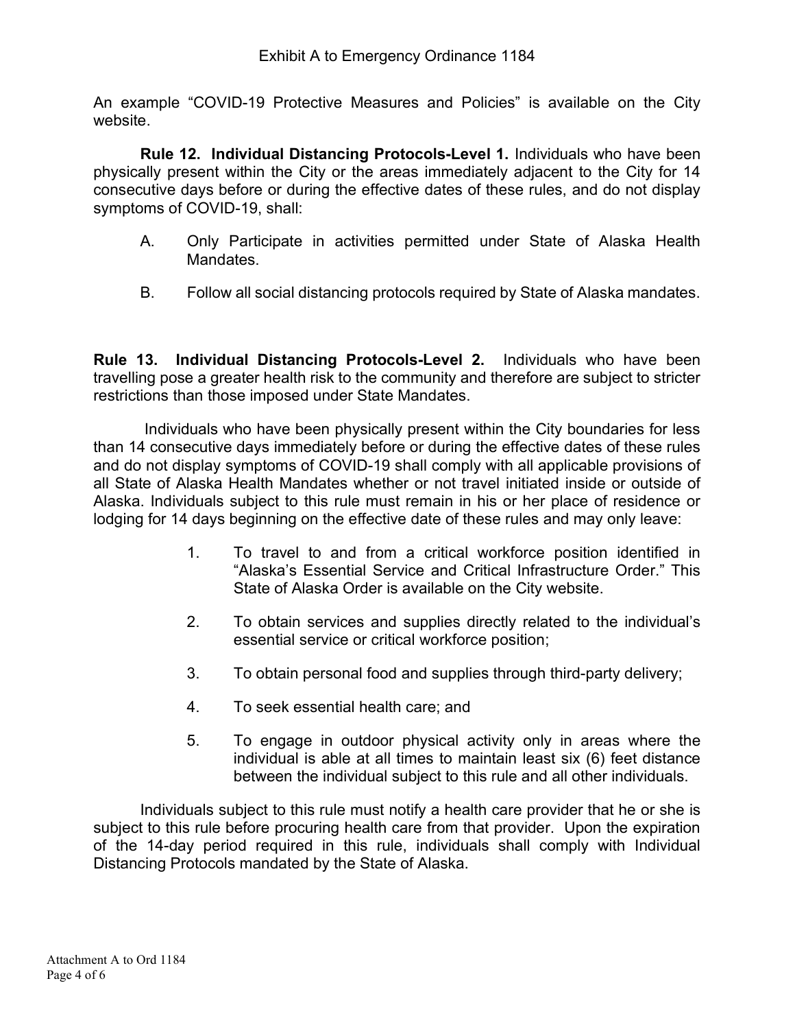An example "COVID-19 Protective Measures and Policies" is available on the City website.

**Rule 12. Individual Distancing Protocols-Level 1.** Individuals who have been physically present within the City or the areas immediately adjacent to the City for 14 consecutive days before or during the effective dates of these rules, and do not display symptoms of COVID-19, shall:

A. Only Participate in activities permitted under State of Alaska Health Mandates.

B. Follow all social distancing protocols required by State of Alaska mandates.

**Rule 13. Individual Distancing Protocols-Level 2.** Individuals who have been travelling pose a greater health risk to the community and therefore are subject to stricter restrictions than those imposed under State Mandates.

Individuals who have been physically present within the City boundaries for less than 14 consecutive days immediately before or during the effective dates of these rules and do not display symptoms of COVID-19 shall comply with all applicable provisions of all State of Alaska Health Mandates whether or not travel initiated inside or outside of Alaska. Individuals subject to this rule must remain in his or her place of residence or lodging for 14 days beginning on the effective date of these rules and may only leave:

1. To travel to and from a critical workforce position identified in "Alaska's Essential Service and Critical Infrastructure Order." This State of Alaska Order is available on the City website.
2. To obtain services and supplies directly related to the individual's essential service or critical workforce position;
3. To obtain personal food and supplies through third-party delivery;
4. To seek essential health care; and
5. To engage in outdoor physical activity only in areas where the individual is able at all times to maintain least six (6) feet distance between the individual subject to this rule and all other individuals.

Individuals subject to this rule must notify a health care provider that he or she is subject to this rule before procuring health care from that provider. Upon the expiration of the 14-day period required in this rule, individuals shall comply with Individual Distancing Protocols mandated by the State of Alaska.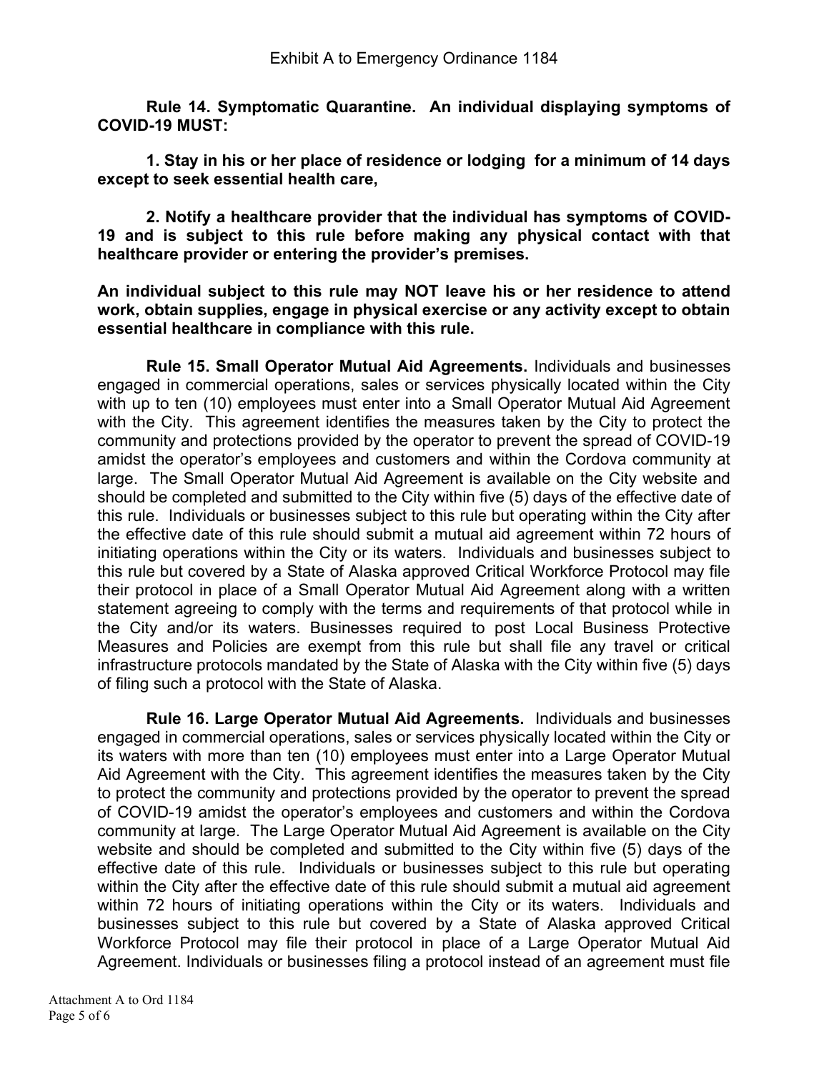**Rule 14. Symptomatic Quarantine. An individual displaying symptoms of COVID-19 MUST:**

**1. Stay in his or her place of residence or lodging for a minimum of 14 days except to seek essential health care,**

**2. Notify a healthcare provider that the individual has symptoms of COVID-19 and is subject to this rule before making any physical contact with that healthcare provider or entering the provider's premises.**

**An individual subject to this rule may NOT leave his or her residence to attend work, obtain supplies, engage in physical exercise or any activity except to obtain essential healthcare in compliance with this rule.**

**Rule 15. Small Operator Mutual Aid Agreements.** Individuals and businesses engaged in commercial operations, sales or services physically located within the City with up to ten (10) employees must enter into a Small Operator Mutual Aid Agreement with the City. This agreement identifies the measures taken by the City to protect the community and protections provided by the operator to prevent the spread of COVID-19 amidst the operator's employees and customers and within the Cordova community at large. The Small Operator Mutual Aid Agreement is available on the City website and should be completed and submitted to the City within five (5) days of the effective date of this rule. Individuals or businesses subject to this rule but operating within the City after the effective date of this rule should submit a mutual aid agreement within 72 hours of initiating operations within the City or its waters. Individuals and businesses subject to this rule but covered by a State of Alaska approved Critical Workforce Protocol may file their protocol in place of a Small Operator Mutual Aid Agreement along with a written statement agreeing to comply with the terms and requirements of that protocol while in the City and/or its waters. Businesses required to post Local Business Protective Measures and Policies are exempt from this rule but shall file any travel or critical infrastructure protocols mandated by the State of Alaska with the City within five (5) days of filing such a protocol with the State of Alaska.

**Rule 16. Large Operator Mutual Aid Agreements.** Individuals and businesses engaged in commercial operations, sales or services physically located within the City or its waters with more than ten (10) employees must enter into a Large Operator Mutual Aid Agreement with the City. This agreement identifies the measures taken by the City to protect the community and protections provided by the operator to prevent the spread of COVID-19 amidst the operator's employees and customers and within the Cordova community at large. The Large Operator Mutual Aid Agreement is available on the City website and should be completed and submitted to the City within five (5) days of the effective date of this rule. Individuals or businesses subject to this rule but operating within the City after the effective date of this rule should submit a mutual aid agreement within 72 hours of initiating operations within the City or its waters. Individuals and businesses subject to this rule but covered by a State of Alaska approved Critical Workforce Protocol may file their protocol in place of a Large Operator Mutual Aid Agreement. Individuals or businesses filing a protocol instead of an agreement must file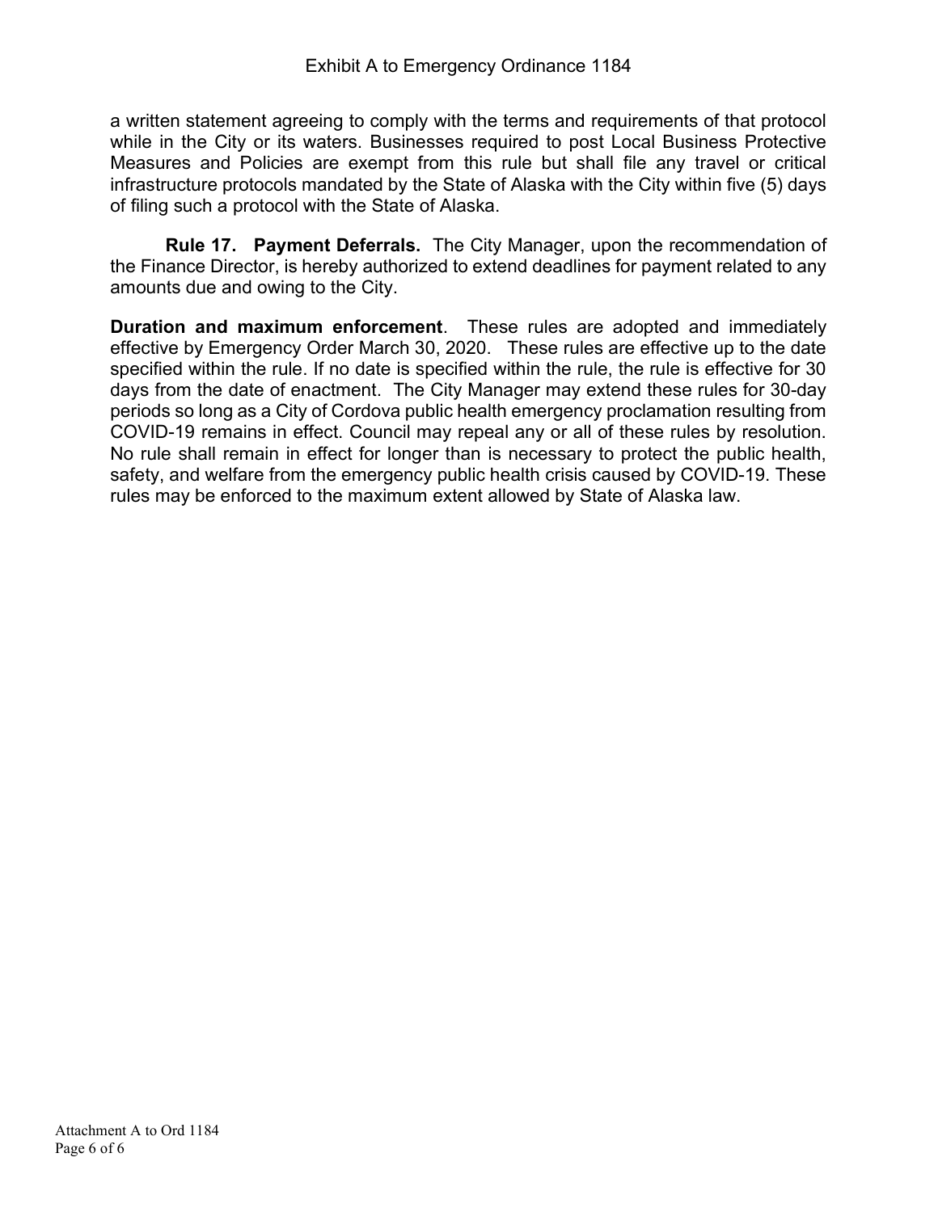a written statement agreeing to comply with the terms and requirements of that protocol while in the City or its waters. Businesses required to post Local Business Protective Measures and Policies are exempt from this rule but shall file any travel or critical infrastructure protocols mandated by the State of Alaska with the City within five (5) days of filing such a protocol with the State of Alaska.

**Rule 17. Payment Deferrals.** The City Manager, upon the recommendation of the Finance Director, is hereby authorized to extend deadlines for payment related to any amounts due and owing to the City.

**Duration and maximum enforcement**. These rules are adopted and immediately effective by Emergency Order March 30, 2020. These rules are effective up to the date specified within the rule. If no date is specified within the rule, the rule is effective for 30 days from the date of enactment. The City Manager may extend these rules for 30-day periods so long as a City of Cordova public health emergency proclamation resulting from COVID-19 remains in effect. Council may repeal any or all of these rules by resolution. No rule shall remain in effect for longer than is necessary to protect the public health, safety, and welfare from the emergency public health crisis caused by COVID-19. These rules may be enforced to the maximum extent allowed by State of Alaska law.